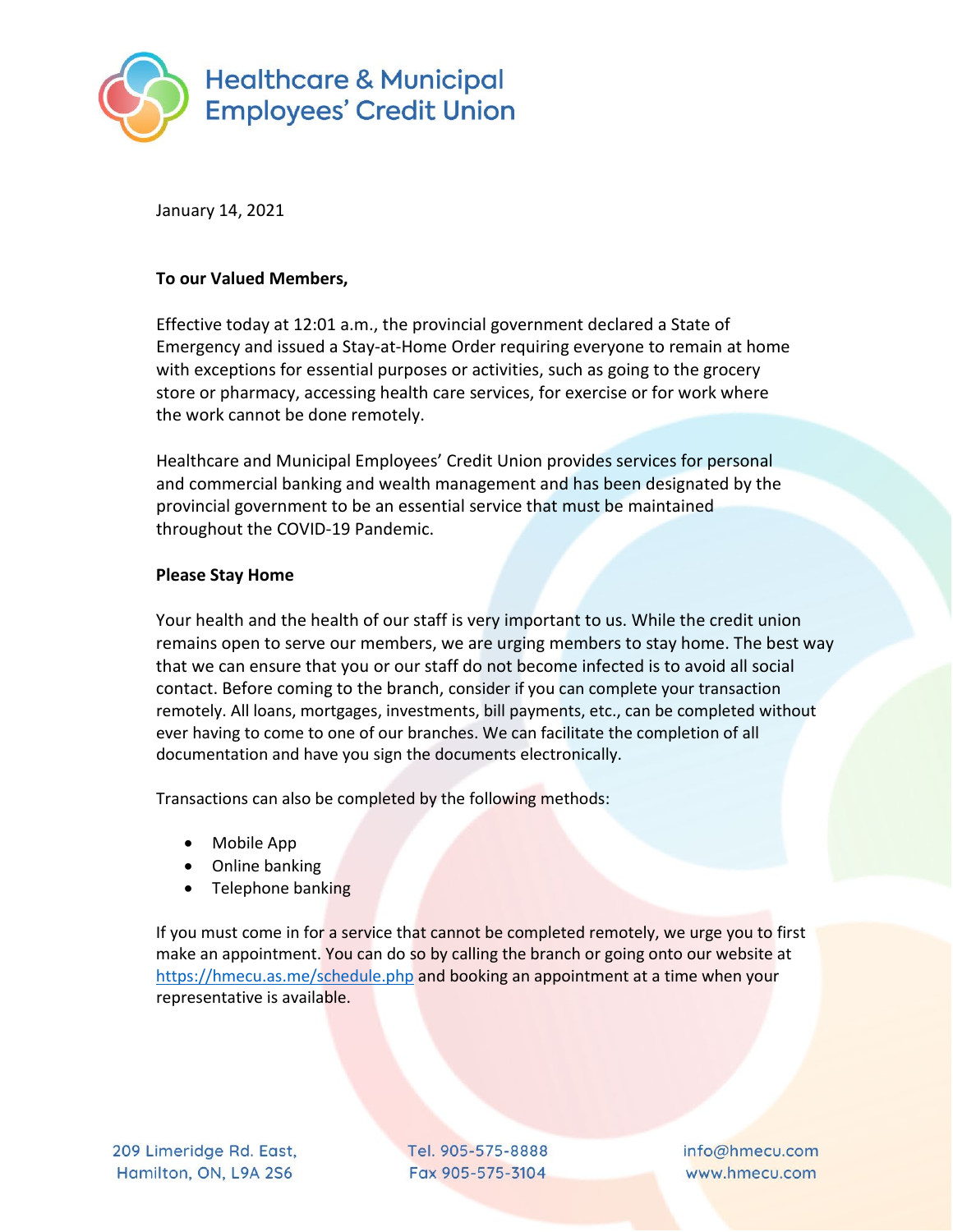# Healthcare & Municipal Employees' Credit Union

January 14, 2021

**To our Valued Members,**

Effective today at 12:01 a.m., the provincial government declared a State of Emergency and issued a Stay-at-Home Order requiring everyone to remain at home with exceptions for essential purposes or activities, such as going to the grocery store or pharmacy, accessing health care services, for exercise or for work where the work cannot be done remotely.

Healthcare and Municipal Employees' Credit Union provides services for personal and commercial banking and wealth management and has been designated by the provincial government to be an essential service that must be maintained throughout the COVID-19 Pandemic.

**Please Stay Home**

Your health and the health of our staff is very important to us. While the credit union remains open to serve our members, we are urging members to stay home. The best way that we can ensure that you or our staff do not become infected is to avoid all social contact. Before coming to the branch, consider if you can complete your transaction remotely. All loans, mortgages, investments, bill payments, etc., can be completed without ever having to come to one of our branches. We can facilitate the completion of all documentation and have you sign the documents electronically.

Transactions can also be completed by the following methods:

- Mobile App
- Online banking
- Telephone banking

If you must come in for a service that cannot be completed remotely, we urge you to first make an appointment. You can do so by calling the branch or going onto our website at https://hmecu.as.me/schedule.php and booking an appointment at a time when your representative is available.

209 Limeridge Rd. East, Hamilton, ON, L9A 2S6
Tel. 905-575-8888
Fax 905-575-3104
info@hmecu.com
www.hmecu.com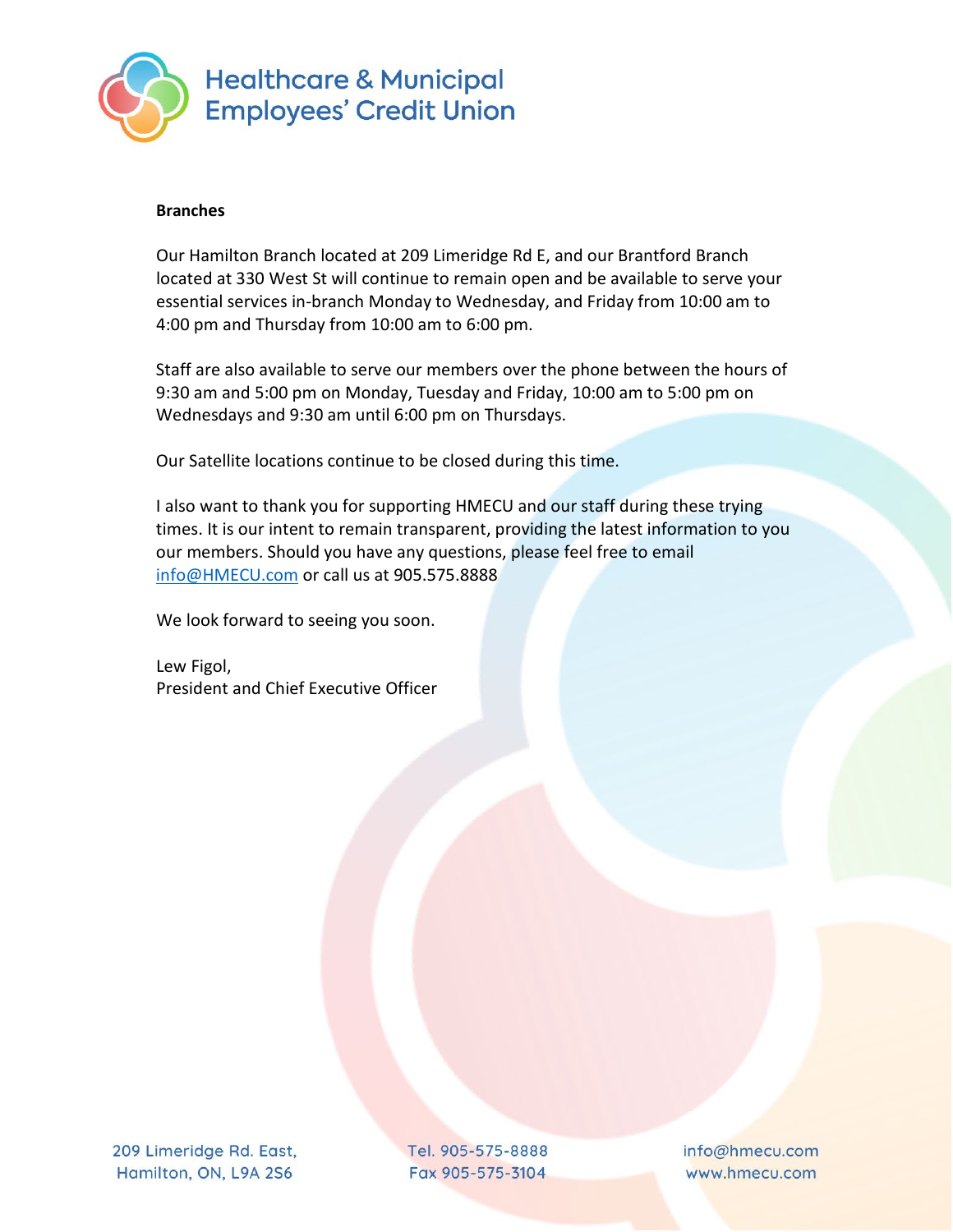**Branches**

Our Hamilton Branch located at 209 Limeridge Rd E, and our Brantford Branch located at 330 West St will continue to remain open and be available to serve your essential services in-branch Monday to Wednesday, and Friday from 10:00 am to 4:00 pm and Thursday from 10:00 am to 6:00 pm.

Staff are also available to serve our members over the phone between the hours of 9:30 am and 5:00 pm on Monday, Tuesday and Friday, 10:00 am to 5:00 pm on Wednesdays and 9:30 am until 6:00 pm on Thursdays.

Our Satellite locations continue to be closed during this time.

I also want to thank you for supporting HMECU and our staff during these trying times. It is our intent to remain transparent, providing the latest information to you our members. Should you have any questions, please feel free to email info@HMECU.com or call us at 905.575.8888

We look forward to seeing you soon.

Lew Figol,
President and Chief Executive Officer